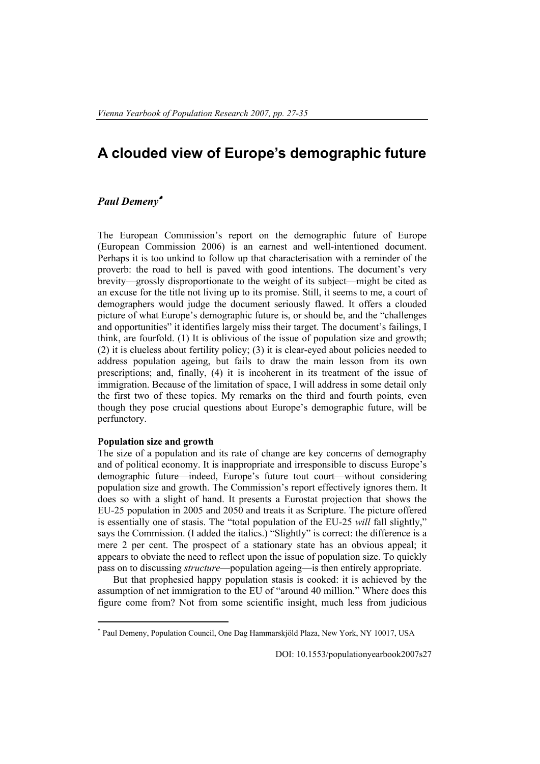# A clouded view of Europe's demographic future

***Paul Demeny*** [*]

The European Commission's report on the demographic future of Europe (European Commission 2006) is an earnest and well-intentioned document. Perhaps it is too unkind to follow up that characterisation with a reminder of the proverb: the road to hell is paved with good intentions. The document's very brevity—grossly disproportionate to the weight of its subject—might be cited as an excuse for the title not living up to its promise. Still, it seems to me, a court of demographers would judge the document seriously flawed. It offers a clouded picture of what Europe's demographic future is, or should be, and the "challenges and opportunities" it identifies largely miss their target. The document's failings, I think, are fourfold. (1) It is oblivious of the issue of population size and growth; (2) it is clueless about fertility policy; (3) it is clear-eyed about policies needed to address population ageing, but fails to draw the main lesson from its own prescriptions; and, finally, (4) it is incoherent in its treatment of the issue of immigration. Because of the limitation of space, I will address in some detail only the first two of these topics. My remarks on the third and fourth points, even though they pose crucial questions about Europe's demographic future, will be perfunctory.

**Population size and growth**

The size of a population and its rate of change are key concerns of demography and of political economy. It is inappropriate and irresponsible to discuss Europe's demographic future—indeed, Europe's future tout court—without considering population size and growth. The Commission's report effectively ignores them. It does so with a slight of hand. It presents a Eurostat projection that shows the EU-25 population in 2005 and 2050 and treats it as Scripture. The picture offered is essentially one of stasis. The "total population of the EU-25 *will* fall slightly," says the Commission. (I added the italics.) "Slightly" is correct: the difference is a mere 2 per cent. The prospect of a stationary state has an obvious appeal; it appears to obviate the need to reflect upon the issue of population size. To quickly pass on to discussing *structure*—population ageing—is then entirely appropriate.

But that prophesied happy population stasis is cooked: it is achieved by the assumption of net immigration to the EU of "around 40 million." Where does this figure come from? Not from some scientific insight, much less from judicious

---

[*] Paul Demeny, Population Council, One Dag Hammarskjöld Plaza, New York, NY 10017, USA

DOI: 10.1553/populationyearbook2007s27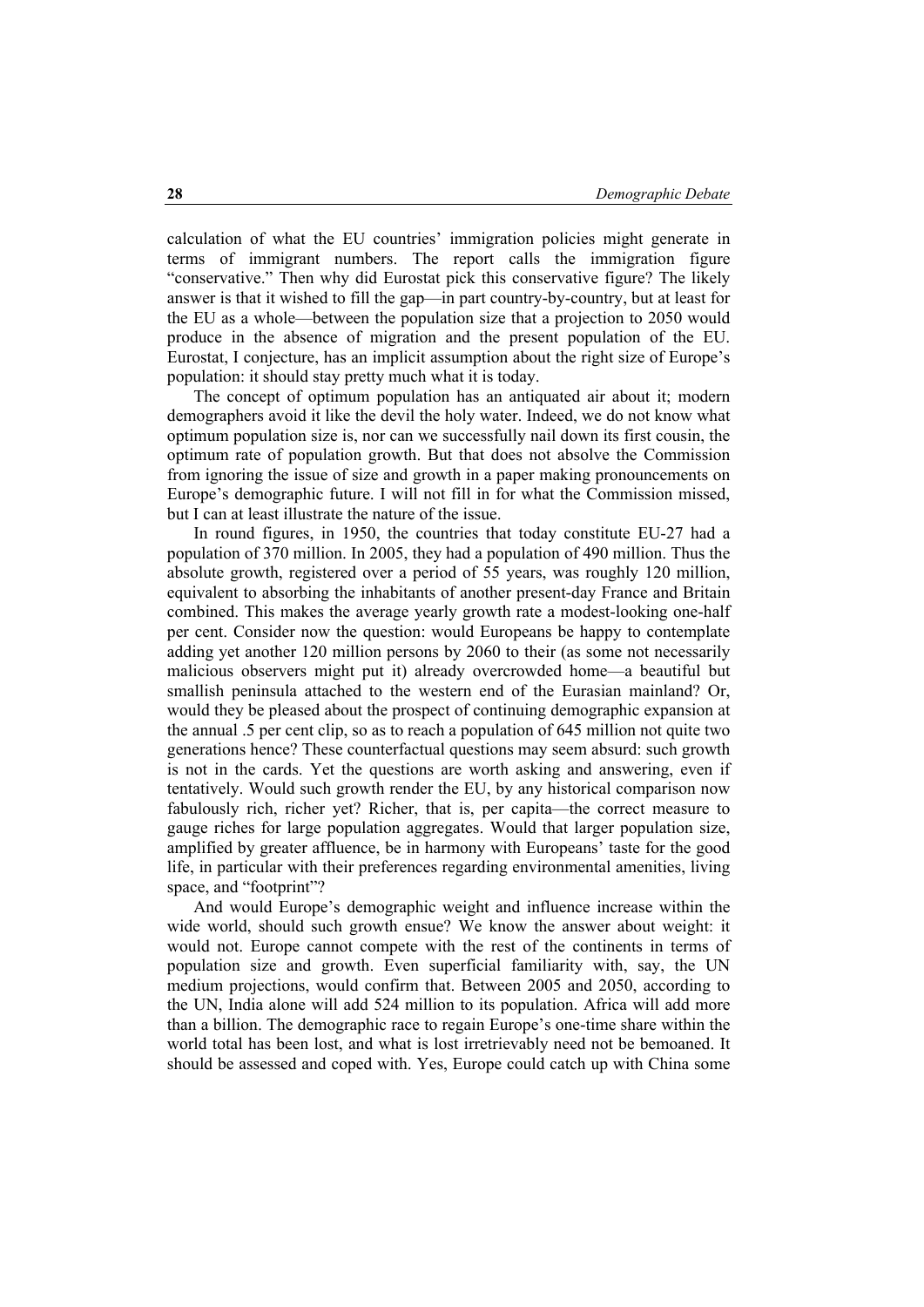calculation of what the EU countries' immigration policies might generate in terms of immigrant numbers. The report calls the immigration figure "conservative." Then why did Eurostat pick this conservative figure? The likely answer is that it wished to fill the gap—in part country-by-country, but at least for the EU as a whole—between the population size that a projection to 2050 would produce in the absence of migration and the present population of the EU. Eurostat, I conjecture, has an implicit assumption about the right size of Europe's population: it should stay pretty much what it is today.

The concept of optimum population has an antiquated air about it; modern demographers avoid it like the devil the holy water. Indeed, we do not know what optimum population size is, nor can we successfully nail down its first cousin, the optimum rate of population growth. But that does not absolve the Commission from ignoring the issue of size and growth in a paper making pronouncements on Europe's demographic future. I will not fill in for what the Commission missed, but I can at least illustrate the nature of the issue.

In round figures, in 1950, the countries that today constitute EU-27 had a population of 370 million. In 2005, they had a population of 490 million. Thus the absolute growth, registered over a period of 55 years, was roughly 120 million, equivalent to absorbing the inhabitants of another present-day France and Britain combined. This makes the average yearly growth rate a modest-looking one-half per cent. Consider now the question: would Europeans be happy to contemplate adding yet another 120 million persons by 2060 to their (as some not necessarily malicious observers might put it) already overcrowded home—a beautiful but smallish peninsula attached to the western end of the Eurasian mainland? Or, would they be pleased about the prospect of continuing demographic expansion at the annual .5 per cent clip, so as to reach a population of 645 million not quite two generations hence? These counterfactual questions may seem absurd: such growth is not in the cards. Yet the questions are worth asking and answering, even if tentatively. Would such growth render the EU, by any historical comparison now fabulously rich, richer yet? Richer, that is, per capita—the correct measure to gauge riches for large population aggregates. Would that larger population size, amplified by greater affluence, be in harmony with Europeans' taste for the good life, in particular with their preferences regarding environmental amenities, living space, and "footprint"?

And would Europe's demographic weight and influence increase within the wide world, should such growth ensue? We know the answer about weight: it would not. Europe cannot compete with the rest of the continents in terms of population size and growth. Even superficial familiarity with, say, the UN medium projections, would confirm that. Between 2005 and 2050, according to the UN, India alone will add 524 million to its population. Africa will add more than a billion. The demographic race to regain Europe's one-time share within the world total has been lost, and what is lost irretrievably need not be bemoaned. It should be assessed and coped with. Yes, Europe could catch up with China some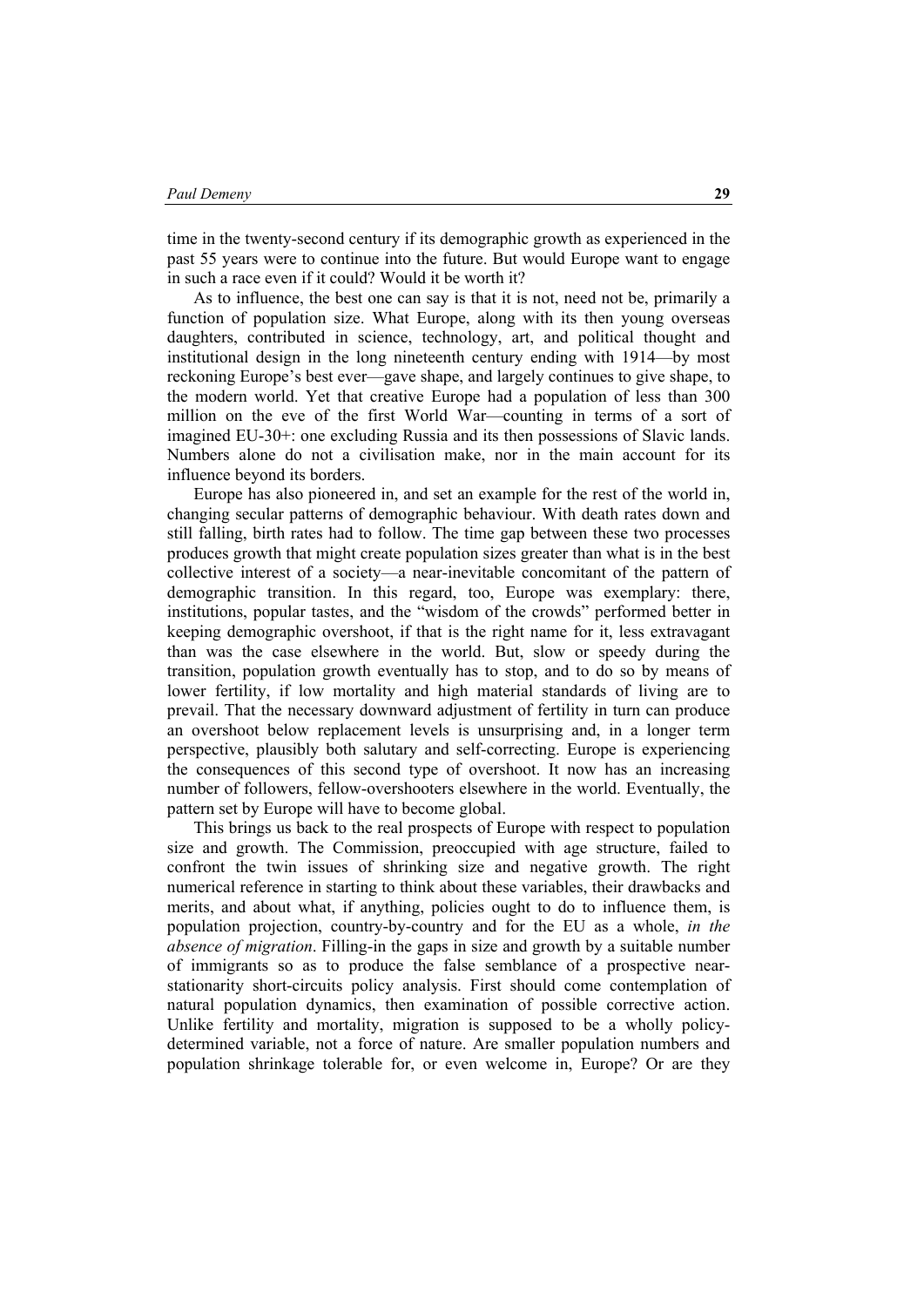time in the twenty-second century if its demographic growth as experienced in the past 55 years were to continue into the future. But would Europe want to engage in such a race even if it could? Would it be worth it?

As to influence, the best one can say is that it is not, need not be, primarily a function of population size. What Europe, along with its then young overseas daughters, contributed in science, technology, art, and political thought and institutional design in the long nineteenth century ending with 1914—by most reckoning Europe's best ever—gave shape, and largely continues to give shape, to the modern world. Yet that creative Europe had a population of less than 300 million on the eve of the first World War—counting in terms of a sort of imagined EU-30+: one excluding Russia and its then possessions of Slavic lands. Numbers alone do not a civilisation make, nor in the main account for its influence beyond its borders.

Europe has also pioneered in, and set an example for the rest of the world in, changing secular patterns of demographic behaviour. With death rates down and still falling, birth rates had to follow. The time gap between these two processes produces growth that might create population sizes greater than what is in the best collective interest of a society—a near-inevitable concomitant of the pattern of demographic transition. In this regard, too, Europe was exemplary: there, institutions, popular tastes, and the "wisdom of the crowds" performed better in keeping demographic overshoot, if that is the right name for it, less extravagant than was the case elsewhere in the world. But, slow or speedy during the transition, population growth eventually has to stop, and to do so by means of lower fertility, if low mortality and high material standards of living are to prevail. That the necessary downward adjustment of fertility in turn can produce an overshoot below replacement levels is unsurprising and, in a longer term perspective, plausibly both salutary and self-correcting. Europe is experiencing the consequences of this second type of overshoot. It now has an increasing number of followers, fellow-overshooters elsewhere in the world. Eventually, the pattern set by Europe will have to become global.

This brings us back to the real prospects of Europe with respect to population size and growth. The Commission, preoccupied with age structure, failed to confront the twin issues of shrinking size and negative growth. The right numerical reference in starting to think about these variables, their drawbacks and merits, and about what, if anything, policies ought to do to influence them, is population projection, country-by-country and for the EU as a whole, *in the absence of migration*. Filling-in the gaps in size and growth by a suitable number of immigrants so as to produce the false semblance of a prospective near-stationarity short-circuits policy analysis. First should come contemplation of natural population dynamics, then examination of possible corrective action. Unlike fertility and mortality, migration is supposed to be a wholly policy-determined variable, not a force of nature. Are smaller population numbers and population shrinkage tolerable for, or even welcome in, Europe? Or are they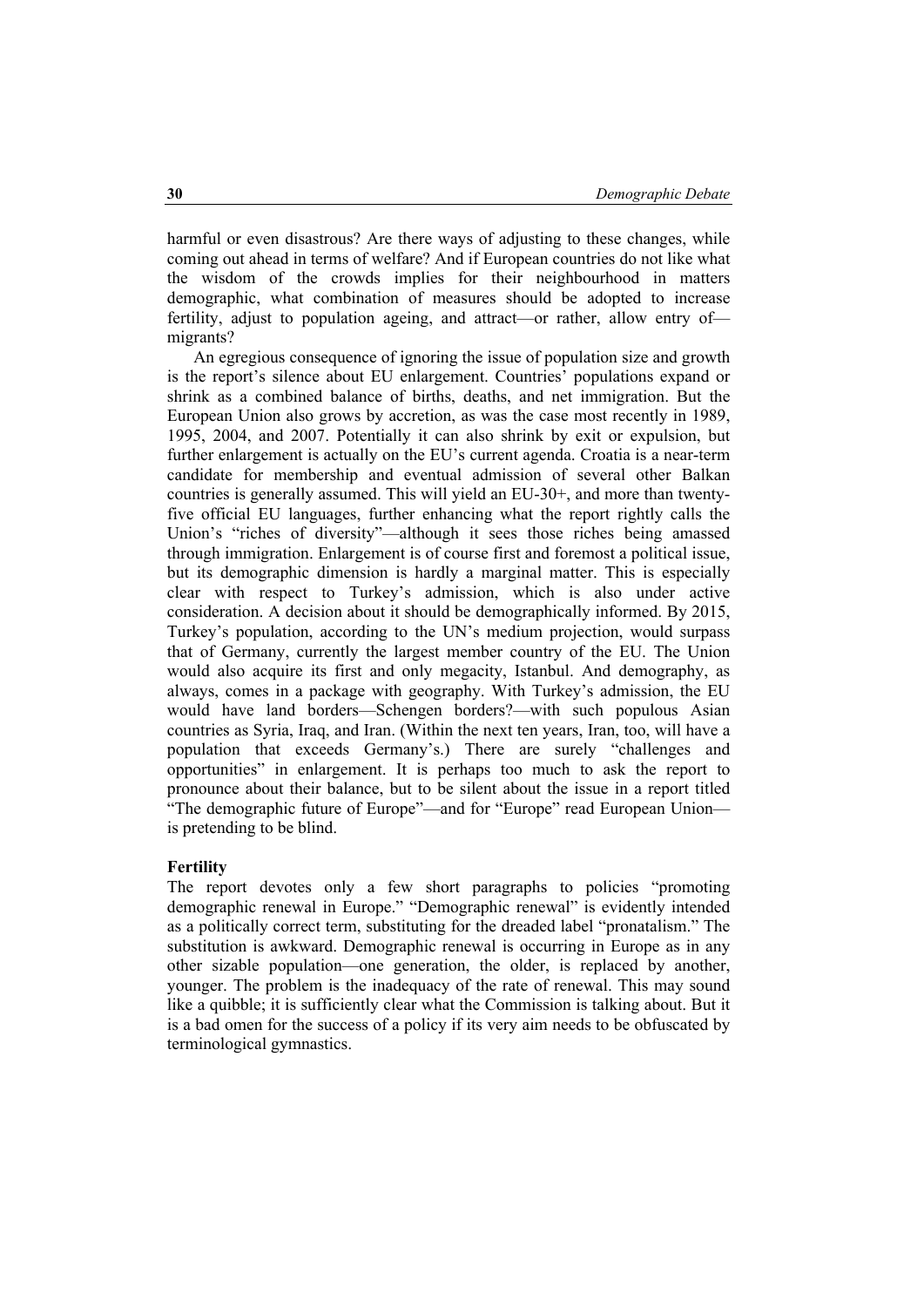harmful or even disastrous? Are there ways of adjusting to these changes, while coming out ahead in terms of welfare? And if European countries do not like what the wisdom of the crowds implies for their neighbourhood in matters demographic, what combination of measures should be adopted to increase fertility, adjust to population ageing, and attract—or rather, allow entry of—migrants?

An egregious consequence of ignoring the issue of population size and growth is the report's silence about EU enlargement. Countries' populations expand or shrink as a combined balance of births, deaths, and net immigration. But the European Union also grows by accretion, as was the case most recently in 1989, 1995, 2004, and 2007. Potentially it can also shrink by exit or expulsion, but further enlargement is actually on the EU's current agenda. Croatia is a near-term candidate for membership and eventual admission of several other Balkan countries is generally assumed. This will yield an EU-30+, and more than twenty-five official EU languages, further enhancing what the report rightly calls the Union's "riches of diversity"—although it sees those riches being amassed through immigration. Enlargement is of course first and foremost a political issue, but its demographic dimension is hardly a marginal matter. This is especially clear with respect to Turkey's admission, which is also under active consideration. A decision about it should be demographically informed. By 2015, Turkey's population, according to the UN's medium projection, would surpass that of Germany, currently the largest member country of the EU. The Union would also acquire its first and only megacity, Istanbul. And demography, as always, comes in a package with geography. With Turkey's admission, the EU would have land borders—Schengen borders?—with such populous Asian countries as Syria, Iraq, and Iran. (Within the next ten years, Iran, too, will have a population that exceeds Germany's.) There are surely "challenges and opportunities" in enlargement. It is perhaps too much to ask the report to pronounce about their balance, but to be silent about the issue in a report titled "The demographic future of Europe"—and for "Europe" read European Union—is pretending to be blind.

### Fertility

The report devotes only a few short paragraphs to policies "promoting demographic renewal in Europe." "Demographic renewal" is evidently intended as a politically correct term, substituting for the dreaded label "pronatalism." The substitution is awkward. Demographic renewal is occurring in Europe as in any other sizable population—one generation, the older, is replaced by another, younger. The problem is the inadequacy of the rate of renewal. This may sound like a quibble; it is sufficiently clear what the Commission is talking about. But it is a bad omen for the success of a policy if its very aim needs to be obfuscated by terminological gymnastics.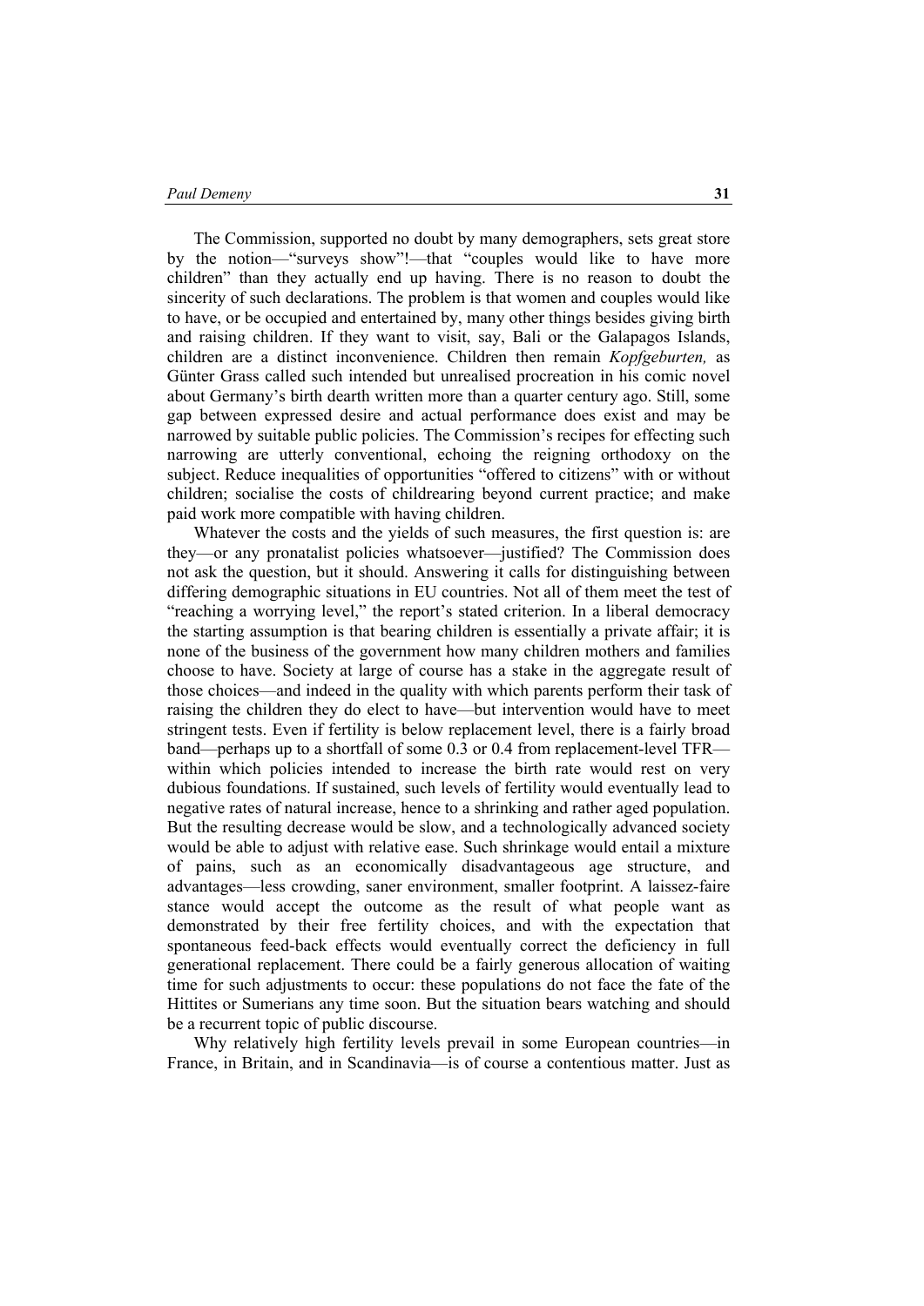The Commission, supported no doubt by many demographers, sets great store by the notion—"surveys show"!—that "couples would like to have more children" than they actually end up having. There is no reason to doubt the sincerity of such declarations. The problem is that women and couples would like to have, or be occupied and entertained by, many other things besides giving birth and raising children. If they want to visit, say, Bali or the Galapagos Islands, children are a distinct inconvenience. Children then remain *Kopfgeburten,* as Günter Grass called such intended but unrealised procreation in his comic novel about Germany's birth dearth written more than a quarter century ago. Still, some gap between expressed desire and actual performance does exist and may be narrowed by suitable public policies. The Commission's recipes for effecting such narrowing are utterly conventional, echoing the reigning orthodoxy on the subject. Reduce inequalities of opportunities "offered to citizens" with or without children; socialise the costs of childrearing beyond current practice; and make paid work more compatible with having children.

Whatever the costs and the yields of such measures, the first question is: are they—or any pronatalist policies whatsoever—justified? The Commission does not ask the question, but it should. Answering it calls for distinguishing between differing demographic situations in EU countries. Not all of them meet the test of "reaching a worrying level," the report's stated criterion. In a liberal democracy the starting assumption is that bearing children is essentially a private affair; it is none of the business of the government how many children mothers and families choose to have. Society at large of course has a stake in the aggregate result of those choices—and indeed in the quality with which parents perform their task of raising the children they do elect to have—but intervention would have to meet stringent tests. Even if fertility is below replacement level, there is a fairly broad band—perhaps up to a shortfall of some 0.3 or 0.4 from replacement-level TFR—within which policies intended to increase the birth rate would rest on very dubious foundations. If sustained, such levels of fertility would eventually lead to negative rates of natural increase, hence to a shrinking and rather aged population. But the resulting decrease would be slow, and a technologically advanced society would be able to adjust with relative ease. Such shrinkage would entail a mixture of pains, such as an economically disadvantageous age structure, and advantages—less crowding, saner environment, smaller footprint. A laissez-faire stance would accept the outcome as the result of what people want as demonstrated by their free fertility choices, and with the expectation that spontaneous feed-back effects would eventually correct the deficiency in full generational replacement. There could be a fairly generous allocation of waiting time for such adjustments to occur: these populations do not face the fate of the Hittites or Sumerians any time soon. But the situation bears watching and should be a recurrent topic of public discourse.

Why relatively high fertility levels prevail in some European countries—in France, in Britain, and in Scandinavia—is of course a contentious matter. Just as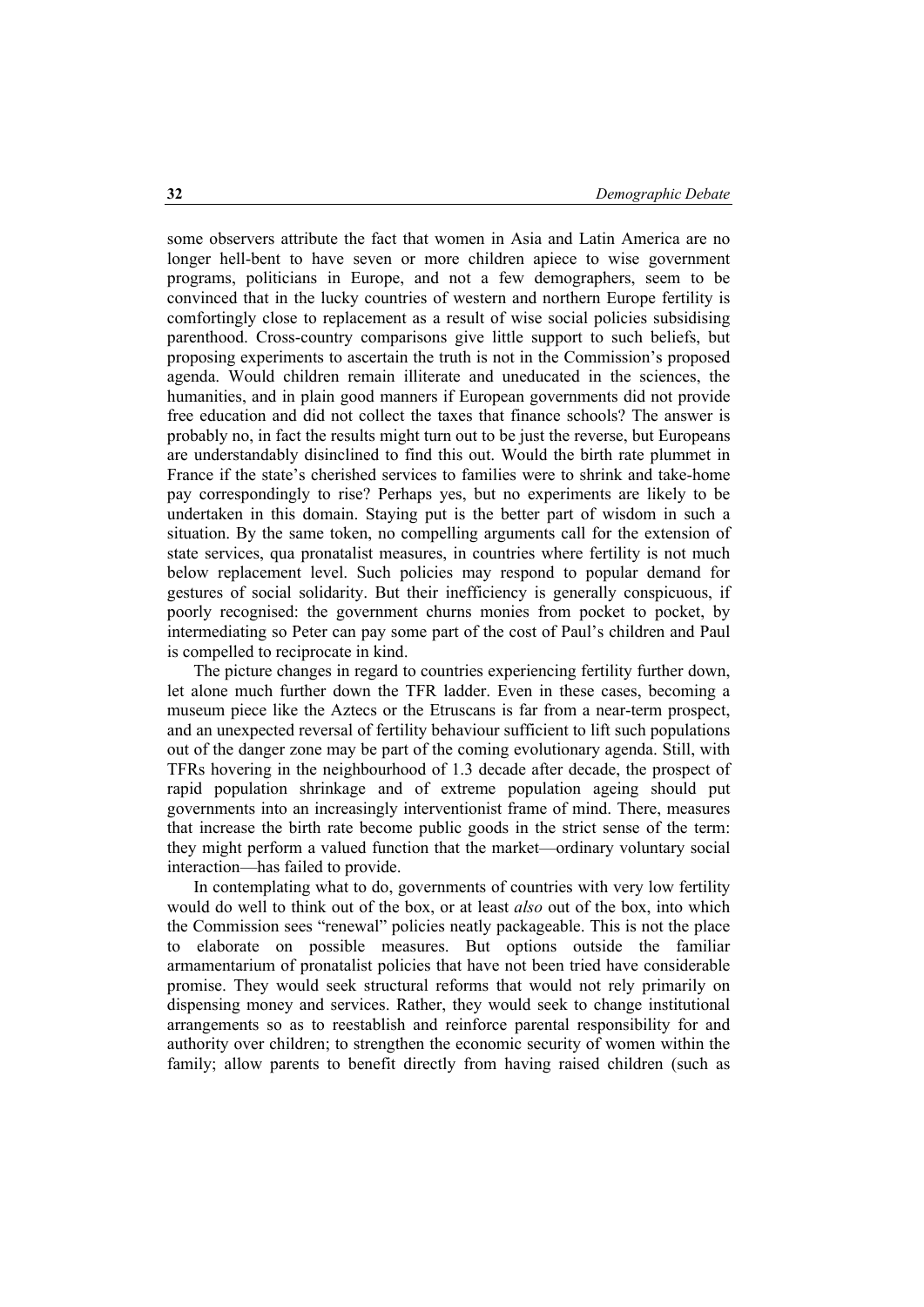some observers attribute the fact that women in Asia and Latin America are no longer hell-bent to have seven or more children apiece to wise government programs, politicians in Europe, and not a few demographers, seem to be convinced that in the lucky countries of western and northern Europe fertility is comfortingly close to replacement as a result of wise social policies subsidising parenthood. Cross-country comparisons give little support to such beliefs, but proposing experiments to ascertain the truth is not in the Commission's proposed agenda. Would children remain illiterate and uneducated in the sciences, the humanities, and in plain good manners if European governments did not provide free education and did not collect the taxes that finance schools? The answer is probably no, in fact the results might turn out to be just the reverse, but Europeans are understandably disinclined to find this out. Would the birth rate plummet in France if the state's cherished services to families were to shrink and take-home pay correspondingly to rise? Perhaps yes, but no experiments are likely to be undertaken in this domain. Staying put is the better part of wisdom in such a situation. By the same token, no compelling arguments call for the extension of state services, qua pronatalist measures, in countries where fertility is not much below replacement level. Such policies may respond to popular demand for gestures of social solidarity. But their inefficiency is generally conspicuous, if poorly recognised: the government churns monies from pocket to pocket, by intermediating so Peter can pay some part of the cost of Paul's children and Paul is compelled to reciprocate in kind.

The picture changes in regard to countries experiencing fertility further down, let alone much further down the TFR ladder. Even in these cases, becoming a museum piece like the Aztecs or the Etruscans is far from a near-term prospect, and an unexpected reversal of fertility behaviour sufficient to lift such populations out of the danger zone may be part of the coming evolutionary agenda. Still, with TFRs hovering in the neighbourhood of 1.3 decade after decade, the prospect of rapid population shrinkage and of extreme population ageing should put governments into an increasingly interventionist frame of mind. There, measures that increase the birth rate become public goods in the strict sense of the term: they might perform a valued function that the market—ordinary voluntary social interaction—has failed to provide.

In contemplating what to do, governments of countries with very low fertility would do well to think out of the box, or at least *also* out of the box, into which the Commission sees "renewal" policies neatly packageable. This is not the place to elaborate on possible measures. But options outside the familiar armamentarium of pronatalist policies that have not been tried have considerable promise. They would seek structural reforms that would not rely primarily on dispensing money and services. Rather, they would seek to change institutional arrangements so as to reestablish and reinforce parental responsibility for and authority over children; to strengthen the economic security of women within the family; allow parents to benefit directly from having raised children (such as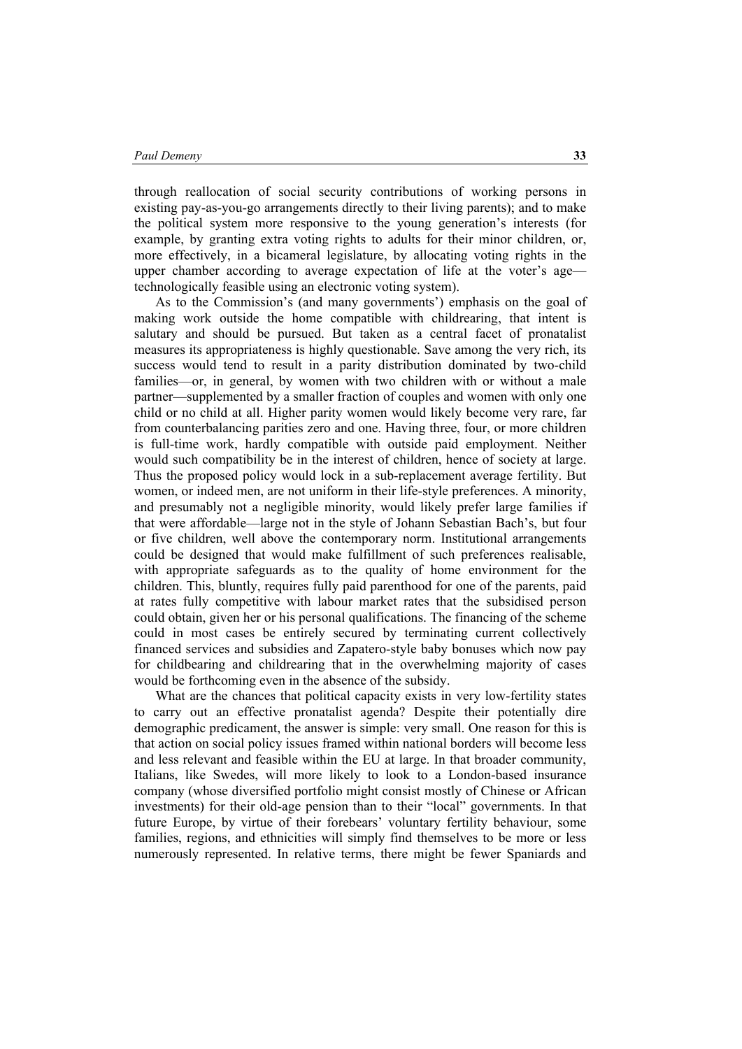through reallocation of social security contributions of working persons in existing pay-as-you-go arrangements directly to their living parents); and to make the political system more responsive to the young generation's interests (for example, by granting extra voting rights to adults for their minor children, or, more effectively, in a bicameral legislature, by allocating voting rights in the upper chamber according to average expectation of life at the voter's age—technologically feasible using an electronic voting system).

As to the Commission's (and many governments') emphasis on the goal of making work outside the home compatible with childrearing, that intent is salutary and should be pursued. But taken as a central facet of pronatalist measures its appropriateness is highly questionable. Save among the very rich, its success would tend to result in a parity distribution dominated by two-child families—or, in general, by women with two children with or without a male partner—supplemented by a smaller fraction of couples and women with only one child or no child at all. Higher parity women would likely become very rare, far from counterbalancing parities zero and one. Having three, four, or more children is full-time work, hardly compatible with outside paid employment. Neither would such compatibility be in the interest of children, hence of society at large. Thus the proposed policy would lock in a sub-replacement average fertility. But women, or indeed men, are not uniform in their life-style preferences. A minority, and presumably not a negligible minority, would likely prefer large families if that were affordable—large not in the style of Johann Sebastian Bach's, but four or five children, well above the contemporary norm. Institutional arrangements could be designed that would make fulfillment of such preferences realisable, with appropriate safeguards as to the quality of home environment for the children. This, bluntly, requires fully paid parenthood for one of the parents, paid at rates fully competitive with labour market rates that the subsidised person could obtain, given her or his personal qualifications. The financing of the scheme could in most cases be entirely secured by terminating current collectively financed services and subsidies and Zapatero-style baby bonuses which now pay for childbearing and childrearing that in the overwhelming majority of cases would be forthcoming even in the absence of the subsidy.

What are the chances that political capacity exists in very low-fertility states to carry out an effective pronatalist agenda? Despite their potentially dire demographic predicament, the answer is simple: very small. One reason for this is that action on social policy issues framed within national borders will become less and less relevant and feasible within the EU at large. In that broader community, Italians, like Swedes, will more likely to look to a London-based insurance company (whose diversified portfolio might consist mostly of Chinese or African investments) for their old-age pension than to their "local" governments. In that future Europe, by virtue of their forebears' voluntary fertility behaviour, some families, regions, and ethnicities will simply find themselves to be more or less numerously represented. In relative terms, there might be fewer Spaniards and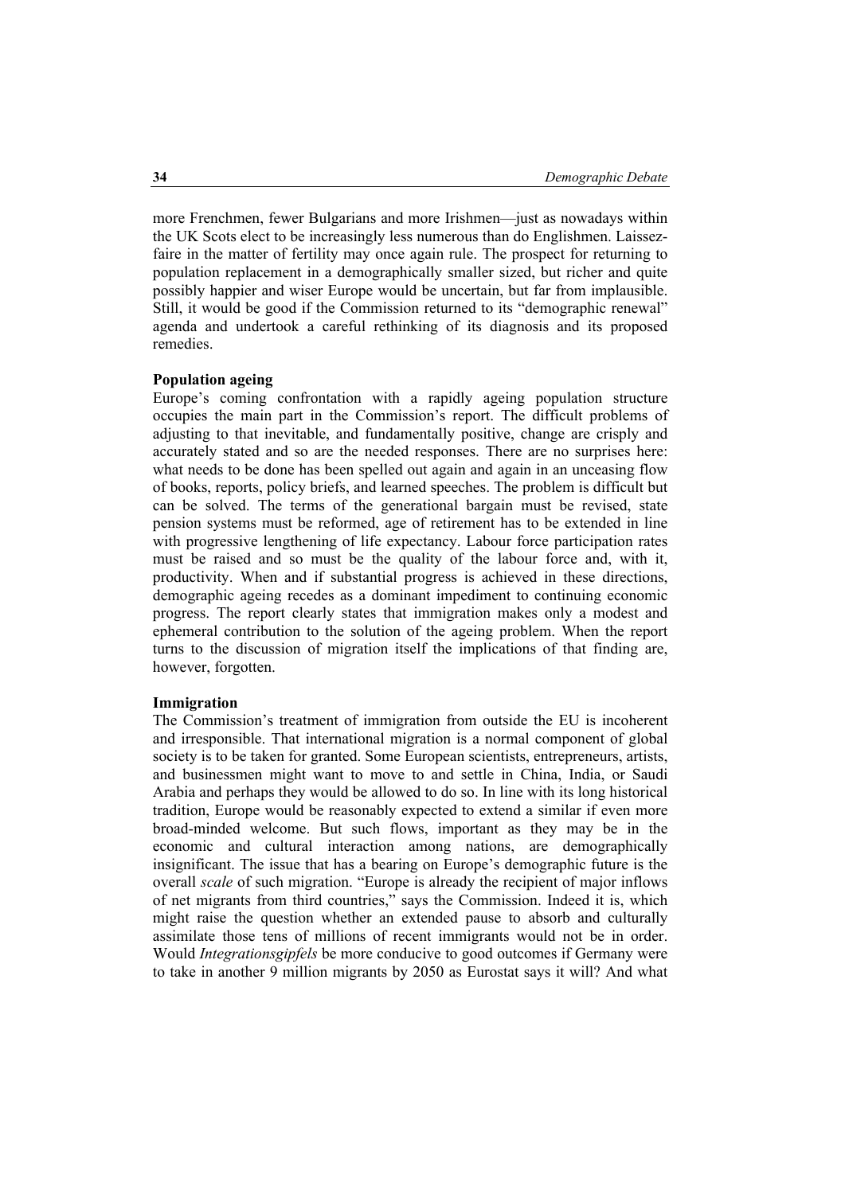more Frenchmen, fewer Bulgarians and more Irishmen—just as nowadays within the UK Scots elect to be increasingly less numerous than do Englishmen. Laissez-faire in the matter of fertility may once again rule. The prospect for returning to population replacement in a demographically smaller sized, but richer and quite possibly happier and wiser Europe would be uncertain, but far from implausible. Still, it would be good if the Commission returned to its "demographic renewal" agenda and undertook a careful rethinking of its diagnosis and its proposed remedies.

**Population ageing**

Europe's coming confrontation with a rapidly ageing population structure occupies the main part in the Commission's report. The difficult problems of adjusting to that inevitable, and fundamentally positive, change are crisply and accurately stated and so are the needed responses. There are no surprises here: what needs to be done has been spelled out again and again in an unceasing flow of books, reports, policy briefs, and learned speeches. The problem is difficult but can be solved. The terms of the generational bargain must be revised, state pension systems must be reformed, age of retirement has to be extended in line with progressive lengthening of life expectancy. Labour force participation rates must be raised and so must be the quality of the labour force and, with it, productivity. When and if substantial progress is achieved in these directions, demographic ageing recedes as a dominant impediment to continuing economic progress. The report clearly states that immigration makes only a modest and ephemeral contribution to the solution of the ageing problem. When the report turns to the discussion of migration itself the implications of that finding are, however, forgotten.

**Immigration**

The Commission's treatment of immigration from outside the EU is incoherent and irresponsible. That international migration is a normal component of global society is to be taken for granted. Some European scientists, entrepreneurs, artists, and businessmen might want to move to and settle in China, India, or Saudi Arabia and perhaps they would be allowed to do so. In line with its long historical tradition, Europe would be reasonably expected to extend a similar if even more broad-minded welcome. But such flows, important as they may be in the economic and cultural interaction among nations, are demographically insignificant. The issue that has a bearing on Europe's demographic future is the overall *scale* of such migration. "Europe is already the recipient of major inflows of net migrants from third countries," says the Commission. Indeed it is, which might raise the question whether an extended pause to absorb and culturally assimilate those tens of millions of recent immigrants would not be in order. Would *Integrationsgipfels* be more conducive to good outcomes if Germany were to take in another 9 million migrants by 2050 as Eurostat says it will? And what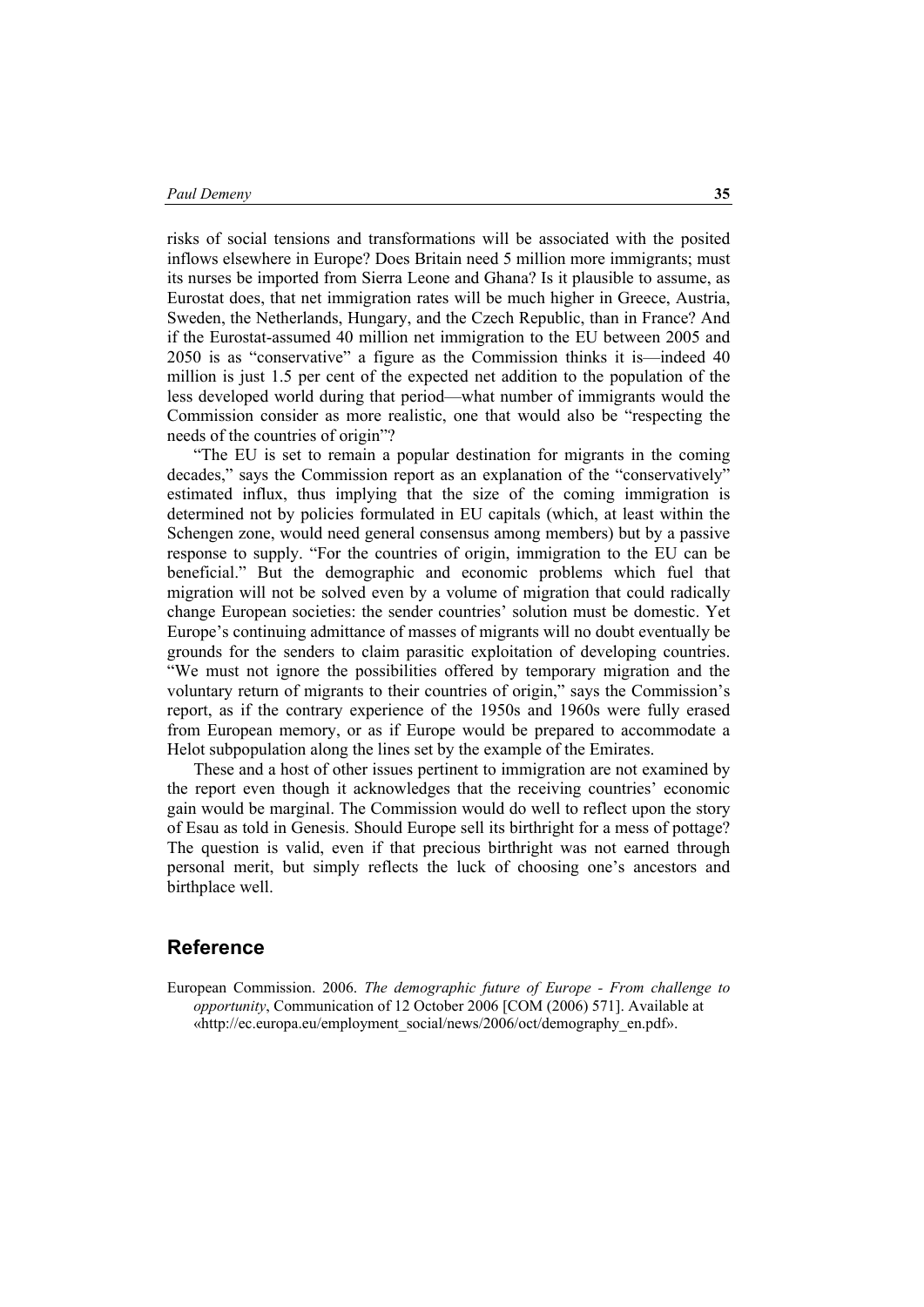risks of social tensions and transformations will be associated with the posited inflows elsewhere in Europe? Does Britain need 5 million more immigrants; must its nurses be imported from Sierra Leone and Ghana? Is it plausible to assume, as Eurostat does, that net immigration rates will be much higher in Greece, Austria, Sweden, the Netherlands, Hungary, and the Czech Republic, than in France? And if the Eurostat-assumed 40 million net immigration to the EU between 2005 and 2050 is as "conservative" a figure as the Commission thinks it is—indeed 40 million is just 1.5 per cent of the expected net addition to the population of the less developed world during that period—what number of immigrants would the Commission consider as more realistic, one that would also be "respecting the needs of the countries of origin"?

"The EU is set to remain a popular destination for migrants in the coming decades," says the Commission report as an explanation of the "conservatively" estimated influx, thus implying that the size of the coming immigration is determined not by policies formulated in EU capitals (which, at least within the Schengen zone, would need general consensus among members) but by a passive response to supply. "For the countries of origin, immigration to the EU can be beneficial." But the demographic and economic problems which fuel that migration will not be solved even by a volume of migration that could radically change European societies: the sender countries' solution must be domestic. Yet Europe's continuing admittance of masses of migrants will no doubt eventually be grounds for the senders to claim parasitic exploitation of developing countries. "We must not ignore the possibilities offered by temporary migration and the voluntary return of migrants to their countries of origin," says the Commission's report, as if the contrary experience of the 1950s and 1960s were fully erased from European memory, or as if Europe would be prepared to accommodate a Helot subpopulation along the lines set by the example of the Emirates.

These and a host of other issues pertinent to immigration are not examined by the report even though it acknowledges that the receiving countries' economic gain would be marginal. The Commission would do well to reflect upon the story of Esau as told in Genesis. Should Europe sell its birthright for a mess of pottage? The question is valid, even if that precious birthright was not earned through personal merit, but simply reflects the luck of choosing one's ancestors and birthplace well.

## Reference

European Commission. 2006. *The demographic future of Europe - From challenge to opportunity*, Communication of 12 October 2006 [COM (2006) 571]. Available at «http://ec.europa.eu/employment_social/news/2006/oct/demography_en.pdf».